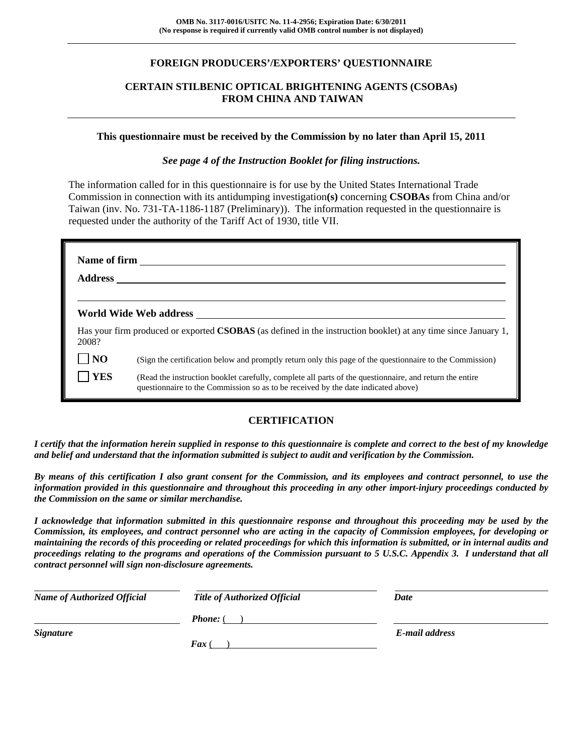**OMB No. 3117-0016/USITC No. 11-4-2956; Expiration Date: 6/30/2011**
**(No response is required if currently valid OMB control number is not displayed)**

# FOREIGN PRODUCERS'/EXPORTERS' QUESTIONNAIRE

## CERTAIN STILBENIC OPTICAL BRIGHTENING AGENTS (CSOBAs) FROM CHINA AND TAIWAN

**This questionnaire must be received by the Commission by no later than April 15, 2011**

***See page 4 of the Instruction Booklet for filing instructions.***

The information called for in this questionnaire is for use by the United States International Trade Commission in connection with its antidumping investigation**(s)** concerning **CSOBAs** from China and/or Taiwan (inv. No. 731-TA-1186-1187 (Preliminary)). The information requested in the questionnaire is requested under the authority of the Tariff Act of 1930, title VII.

**Name of firm** \_\_\_\_\_\_\_\_\_\_\_\_\_\_\_\_\_\_\_\_\_\_\_\_\_\_\_\_\_\_\_\_

**Address** \_\_\_\_\_\_\_\_\_\_\_\_\_\_\_\_\_\_\_\_\_\_\_\_\_\_\_\_\_\_\_\_

\_\_\_\_\_\_\_\_\_\_\_\_\_\_\_\_\_\_\_\_\_\_\_\_\_\_\_\_\_\_\_\_

**World Wide Web address** \_\_\_\_\_\_\_\_\_\_\_\_\_\_\_\_\_\_\_\_\_\_\_\_\_\_\_\_\_\_\_\_

Has your firm produced or exported **CSOBAS** (as defined in the instruction booklet) at any time since January 1, 2008?

☐ **NO** (Sign the certification below and promptly return only this page of the questionnaire to the Commission)

☐ **YES** (Read the instruction booklet carefully, complete all parts of the questionnaire, and return the entire questionnaire to the Commission so as to be received by the date indicated above)

## CERTIFICATION

***I certify that the information herein supplied in response to this questionnaire is complete and correct to the best of my knowledge and belief and understand that the information submitted is subject to audit and verification by the Commission.***

***By means of this certification I also grant consent for the Commission, and its employees and contract personnel, to use the information provided in this questionnaire and throughout this proceeding in any other import-injury proceedings conducted by the Commission on the same or similar merchandise.***

***I acknowledge that information submitted in this questionnaire response and throughout this proceeding may be used by the Commission, its employees, and contract personnel who are acting in the capacity of Commission employees, for developing or maintaining the records of this proceeding or related proceedings for which this information is submitted, or in internal audits and proceedings relating to the programs and operations of the Commission pursuant to 5 U.S.C. Appendix 3. I understand that all contract personnel will sign non-disclosure agreements.***

| | | |
|---|---|---|
| \_\_\_\_\_\_\_\_\_\_\_\_\_\_\_\_ | \_\_\_\_\_\_\_\_\_\_\_\_\_\_\_\_ | \_\_\_\_\_\_\_\_\_\_\_\_\_\_\_\_ |
| ***Name of Authorized Official*** | ***Title of Authorized Official*** | ***Date*** |
| \_\_\_\_\_\_\_\_\_\_\_\_\_\_\_\_ | ***Phone:*** ( ) \_\_\_\_\_\_\_\_\_\_ | \_\_\_\_\_\_\_\_\_\_\_\_\_\_\_\_ |
| ***Signature*** | ***Fax*** ( ) \_\_\_\_\_\_\_\_\_\_ | ***E-mail address*** |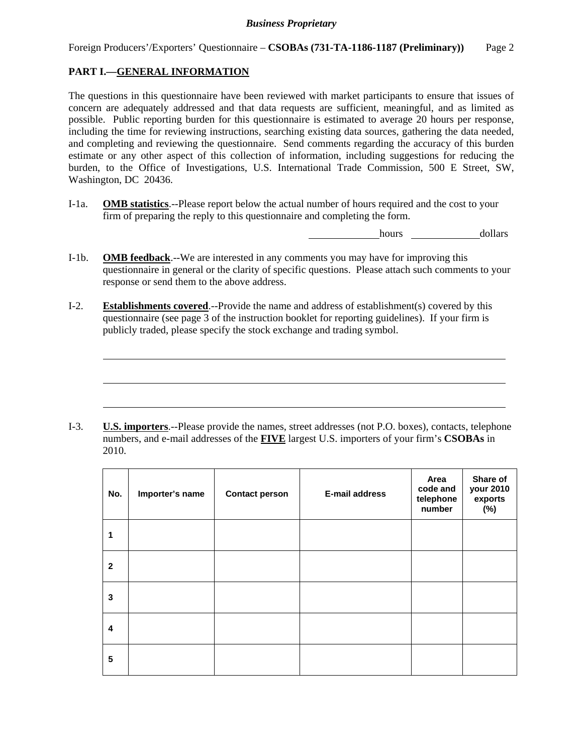## PART I.—GENERAL INFORMATION

The questions in this questionnaire have been reviewed with market participants to ensure that issues of concern are adequately addressed and that data requests are sufficient, meaningful, and as limited as possible. Public reporting burden for this questionnaire is estimated to average 20 hours per response, including the time for reviewing instructions, searching existing data sources, gathering the data needed, and completing and reviewing the questionnaire. Send comments regarding the accuracy of this burden estimate or any other aspect of this collection of information, including suggestions for reducing the burden, to the Office of Investigations, U.S. International Trade Commission, 500 E Street, SW, Washington, DC 20436.

I-1a. **OMB statistics**.--Please report below the actual number of hours required and the cost to your firm of preparing the reply to this questionnaire and completing the form.

\_\_\_\_\_\_\_\_\_\_\_\_ hours \_\_\_\_\_\_\_\_\_\_\_\_ dollars

I-1b. **OMB feedback**.--We are interested in any comments you may have for improving this questionnaire in general or the clarity of specific questions. Please attach such comments to your response or send them to the above address.

I-2. **Establishments covered**.--Provide the name and address of establishment(s) covered by this questionnaire (see page 3 of the instruction booklet for reporting guidelines). If your firm is publicly traded, please specify the stock exchange and trading symbol.

\_\_\_\_\_\_\_\_\_\_\_\_\_\_\_\_\_\_\_\_\_\_\_\_\_\_\_\_\_\_\_\_\_\_\_\_\_\_\_\_\_\_\_\_\_\_\_\_\_\_\_\_\_\_\_\_\_\_

\_\_\_\_\_\_\_\_\_\_\_\_\_\_\_\_\_\_\_\_\_\_\_\_\_\_\_\_\_\_\_\_\_\_\_\_\_\_\_\_\_\_\_\_\_\_\_\_\_\_\_\_\_\_\_\_\_\_

\_\_\_\_\_\_\_\_\_\_\_\_\_\_\_\_\_\_\_\_\_\_\_\_\_\_\_\_\_\_\_\_\_\_\_\_\_\_\_\_\_\_\_\_\_\_\_\_\_\_\_\_\_\_\_\_\_\_

I-3. **U.S. importers**.--Please provide the names, street addresses (not P.O. boxes), contacts, telephone numbers, and e-mail addresses of the **FIVE** largest U.S. importers of your firm's **CSOBAs** in 2010.

| No. | Importer's name | Contact person | E-mail address | Area code and telephone number | Share of your 2010 exports (%) |
|---|---|---|---|---|---|
| 1 | | | | | |
| 2 | | | | | |
| 3 | | | | | |
| 4 | | | | | |
| 5 | | | | | |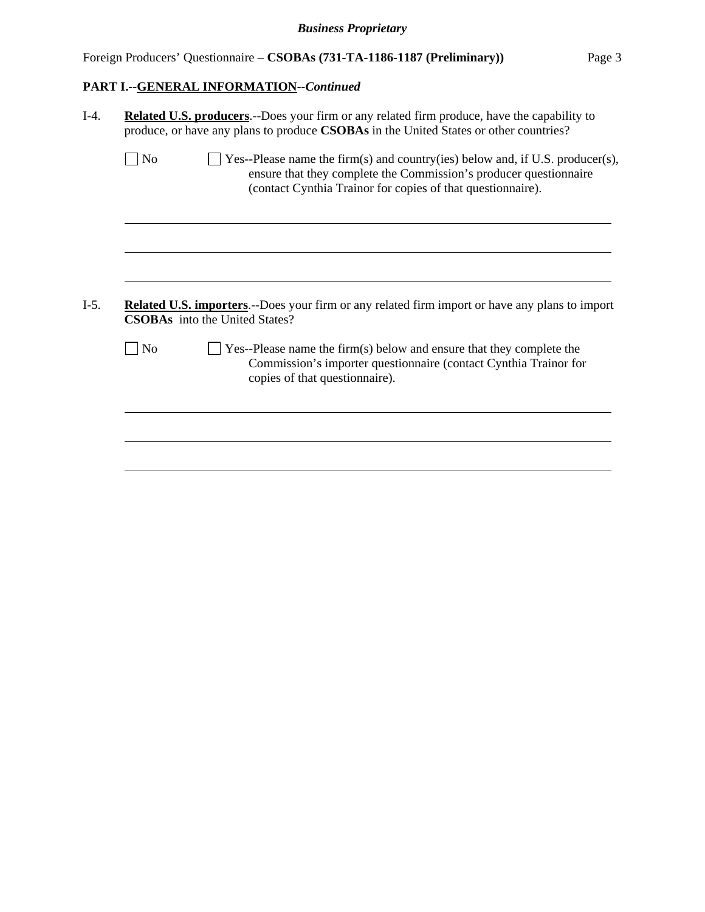**PART I.--GENERAL INFORMATION--*Continued***

I-4. **Related U.S. producers**.--Does your firm or any related firm produce, have the capability to produce, or have any plans to produce **CSOBAs** in the United States or other countries?

☐ No ☐ Yes--Please name the firm(s) and country(ies) below and, if U.S. producer(s), ensure that they complete the Commission's producer questionnaire (contact Cynthia Trainor for copies of that questionnaire).

\_\_\_\_\_\_\_\_\_\_\_\_\_\_\_\_\_\_\_\_\_\_\_\_\_\_\_\_\_\_\_\_\_\_\_\_\_\_\_\_\_\_\_\_\_\_\_\_\_\_\_\_\_\_\_\_\_\_\_\_\_\_\_\_\_\_\_\_\_\_\_\_

\_\_\_\_\_\_\_\_\_\_\_\_\_\_\_\_\_\_\_\_\_\_\_\_\_\_\_\_\_\_\_\_\_\_\_\_\_\_\_\_\_\_\_\_\_\_\_\_\_\_\_\_\_\_\_\_\_\_\_\_\_\_\_\_\_\_\_\_\_\_\_\_

\_\_\_\_\_\_\_\_\_\_\_\_\_\_\_\_\_\_\_\_\_\_\_\_\_\_\_\_\_\_\_\_\_\_\_\_\_\_\_\_\_\_\_\_\_\_\_\_\_\_\_\_\_\_\_\_\_\_\_\_\_\_\_\_\_\_\_\_\_\_\_\_

I-5. **Related U.S. importers**.--Does your firm or any related firm import or have any plans to import **CSOBAs** into the United States?

☐ No ☐ Yes--Please name the firm(s) below and ensure that they complete the Commission's importer questionnaire (contact Cynthia Trainor for copies of that questionnaire).

\_\_\_\_\_\_\_\_\_\_\_\_\_\_\_\_\_\_\_\_\_\_\_\_\_\_\_\_\_\_\_\_\_\_\_\_\_\_\_\_\_\_\_\_\_\_\_\_\_\_\_\_\_\_\_\_\_\_\_\_\_\_\_\_\_\_\_\_\_\_\_\_

\_\_\_\_\_\_\_\_\_\_\_\_\_\_\_\_\_\_\_\_\_\_\_\_\_\_\_\_\_\_\_\_\_\_\_\_\_\_\_\_\_\_\_\_\_\_\_\_\_\_\_\_\_\_\_\_\_\_\_\_\_\_\_\_\_\_\_\_\_\_\_\_

\_\_\_\_\_\_\_\_\_\_\_\_\_\_\_\_\_\_\_\_\_\_\_\_\_\_\_\_\_\_\_\_\_\_\_\_\_\_\_\_\_\_\_\_\_\_\_\_\_\_\_\_\_\_\_\_\_\_\_\_\_\_\_\_\_\_\_\_\_\_\_\_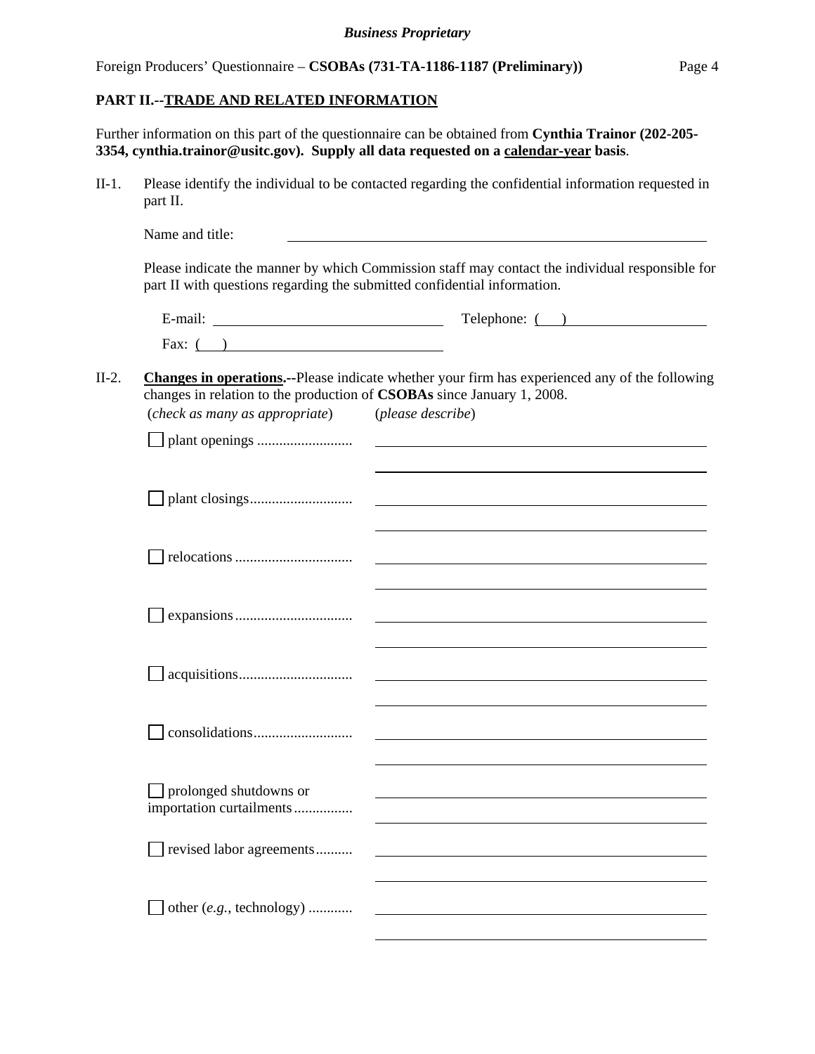**PART II.--TRADE AND RELATED INFORMATION**

Further information on this part of the questionnaire can be obtained from **Cynthia Trainor (202-205-3354, cynthia.trainor@usitc.gov). Supply all data requested on a calendar-year basis**.

II-1. Please identify the individual to be contacted regarding the confidential information requested in part II.

Name and title: ______________________________

Please indicate the manner by which Commission staff may contact the individual responsible for part II with questions regarding the submitted confidential information.

E-mail: ______________________ Telephone: ( ) ______________________

Fax: ( ) ______________________

II-2. **Changes in operations.--**Please indicate whether your firm has experienced any of the following changes in relation to the production of **CSOBAs** since January 1, 2008.

(*check as many as appropriate*) (*please describe*)

☐ plant openings .......................... ______________________________

☐ plant closings............................ ______________________________

☐ relocations ................................ ______________________________

☐ expansions................................ ______________________________

☐ acquisitions............................... ______________________________

☐ consolidations........................... ______________________________

☐ prolonged shutdowns or importation curtailments................ ______________________________

☐ revised labor agreements.......... ______________________________

☐ other (*e.g.*, technology) ............ ______________________________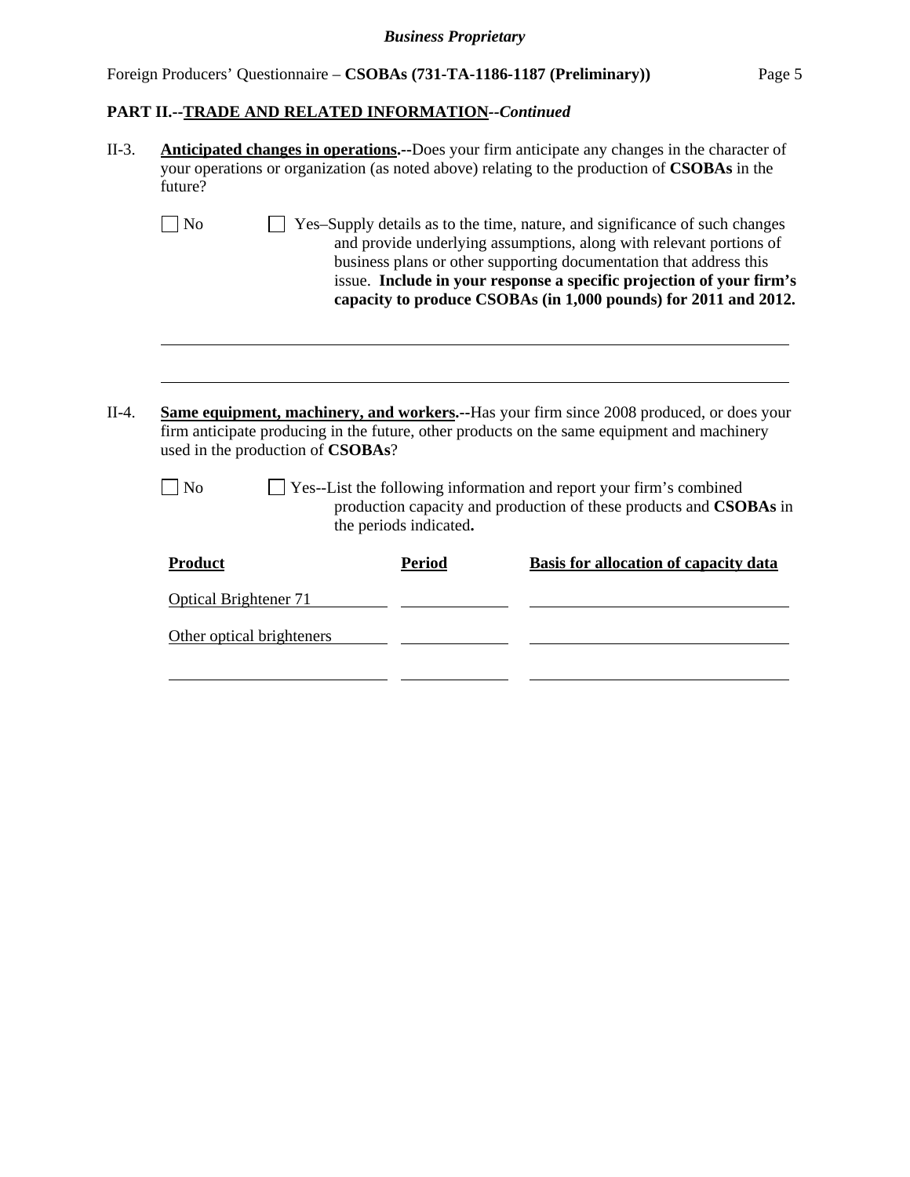*Business Proprietary*

**PART II.--TRADE AND RELATED INFORMATION--*Continued***

II-3. **Anticipated changes in operations.--**Does your firm anticipate any changes in the character of your operations or organization (as noted above) relating to the production of **CSOBAs** in the future?

☐ No ☐ Yes–Supply details as to the time, nature, and significance of such changes and provide underlying assumptions, along with relevant portions of business plans or other supporting documentation that address this issue. **Include in your response a specific projection of your firm's capacity to produce CSOBAs (in 1,000 pounds) for 2011 and 2012.**

II-4. **Same equipment, machinery, and workers.--**Has your firm since 2008 produced, or does your firm anticipate producing in the future, other products on the same equipment and machinery used in the production of **CSOBAs**?

☐ No ☐ Yes--List the following information and report your firm's combined production capacity and production of these products and **CSOBAs** in the periods indicated**.**

| Product | Period | Basis for allocation of capacity data |
|---|---|---|
| Optical Brightener 71 | | |
| Other optical brighteners | | |
| | | |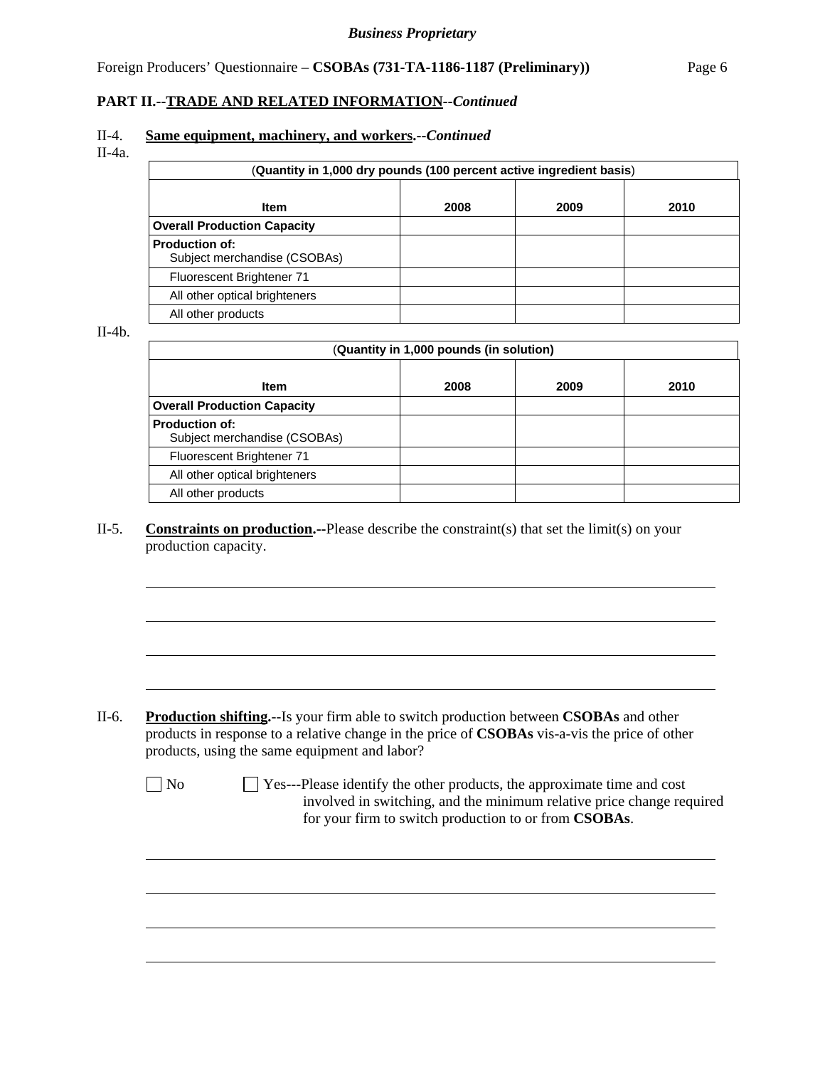## PART II.--TRADE AND RELATED INFORMATION--*Continued*

II-4. **Same equipment, machinery, and workers.**--*Continued*

II-4a.

| (**Quantity in 1,000 dry pounds (100 percent active ingredient basis**) | | | |
|---|---|---|---|
| **Item** | **2008** | **2009** | **2010** |
| **Overall Production Capacity** | | | |
| **Production of:** Subject merchandise (CSOBAs) | | | |
| Fluorescent Brightener 71 | | | |
| All other optical brighteners | | | |
| All other products | | | |

II-4b.

| (**Quantity in 1,000 pounds (in solution)** | | | |
|---|---|---|---|
| **Item** | **2008** | **2009** | **2010** |
| **Overall Production Capacity** | | | |
| **Production of:** Subject merchandise (CSOBAs) | | | |
| Fluorescent Brightener 71 | | | |
| All other optical brighteners | | | |
| All other products | | | |

II-5. **Constraints on production.--**Please describe the constraint(s) that set the limit(s) on your production capacity.

______________________________________________________________________

______________________________________________________________________

______________________________________________________________________

______________________________________________________________________

II-6. **Production shifting.--**Is your firm able to switch production between **CSOBAs** and other products in response to a relative change in the price of **CSOBAs** vis-a-vis the price of other products, using the same equipment and labor?

☐ No ☐ Yes---Please identify the other products, the approximate time and cost involved in switching, and the minimum relative price change required for your firm to switch production to or from **CSOBAs**.

______________________________________________________________________

______________________________________________________________________

______________________________________________________________________

______________________________________________________________________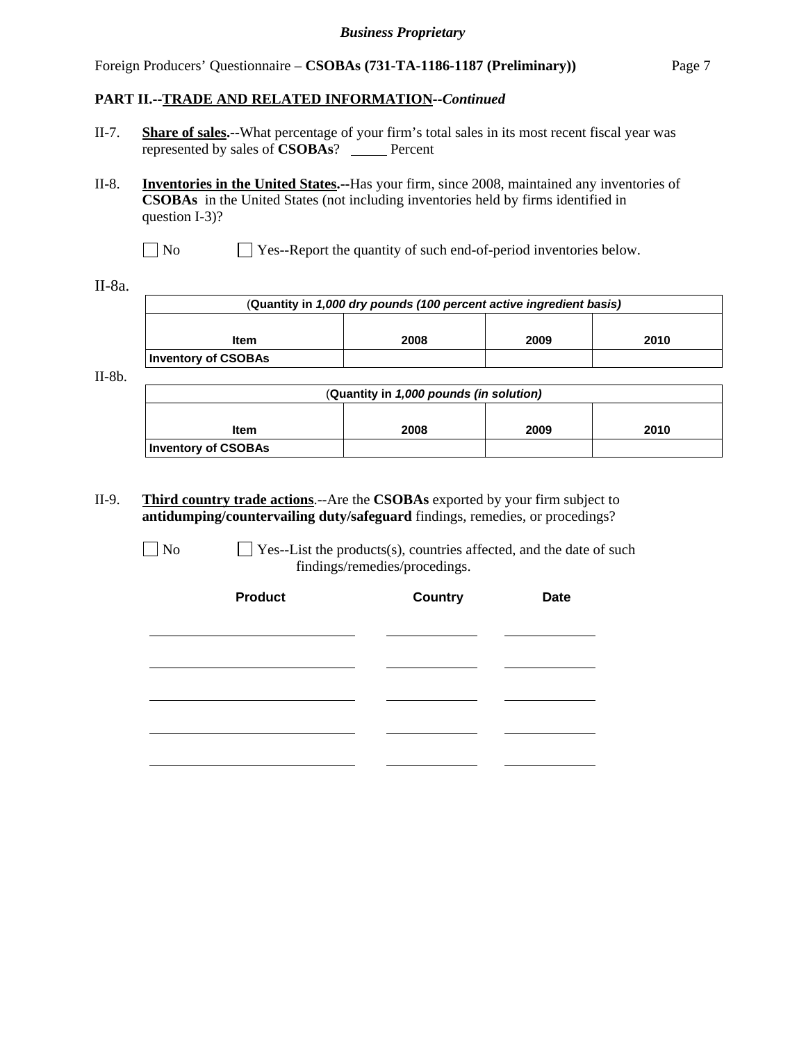**PART II.--TRADE AND RELATED INFORMATION--*Continued***

II-7. **Share of sales.--**What percentage of your firm's total sales in its most recent fiscal year was represented by sales of **CSOBAs**? _____ Percent

II-8. **Inventories in the United States.--**Has your firm, since 2008, maintained any inventories of **CSOBAs** in the United States (not including inventories held by firms identified in question I-3)?

☐ No ☐ Yes--Report the quantity of such end-of-period inventories below.

II-8a.

| (Quantity in *1,000 dry pounds (100 percent active ingredient basis)* | | | |
|---|---|---|---|
| Item | 2008 | 2009 | 2010 |
| Inventory of CSOBAs | | | |

II-8b.

| (Quantity in *1,000 pounds (in solution)* | | | |
|---|---|---|---|
| Item | 2008 | 2009 | 2010 |
| Inventory of CSOBAs | | | |

II-9. **Third country trade actions**.--Are the **CSOBAs** exported by your firm subject to **antidumping/countervailing duty/safeguard** findings, remedies, or procedings?

☐ No ☐ Yes--List the products(s), countries affected, and the date of such findings/remedies/procedings.

| Product | Country | Date |
|---|---|---|
| | | |
| | | |
| | | |
| | | |
| | | |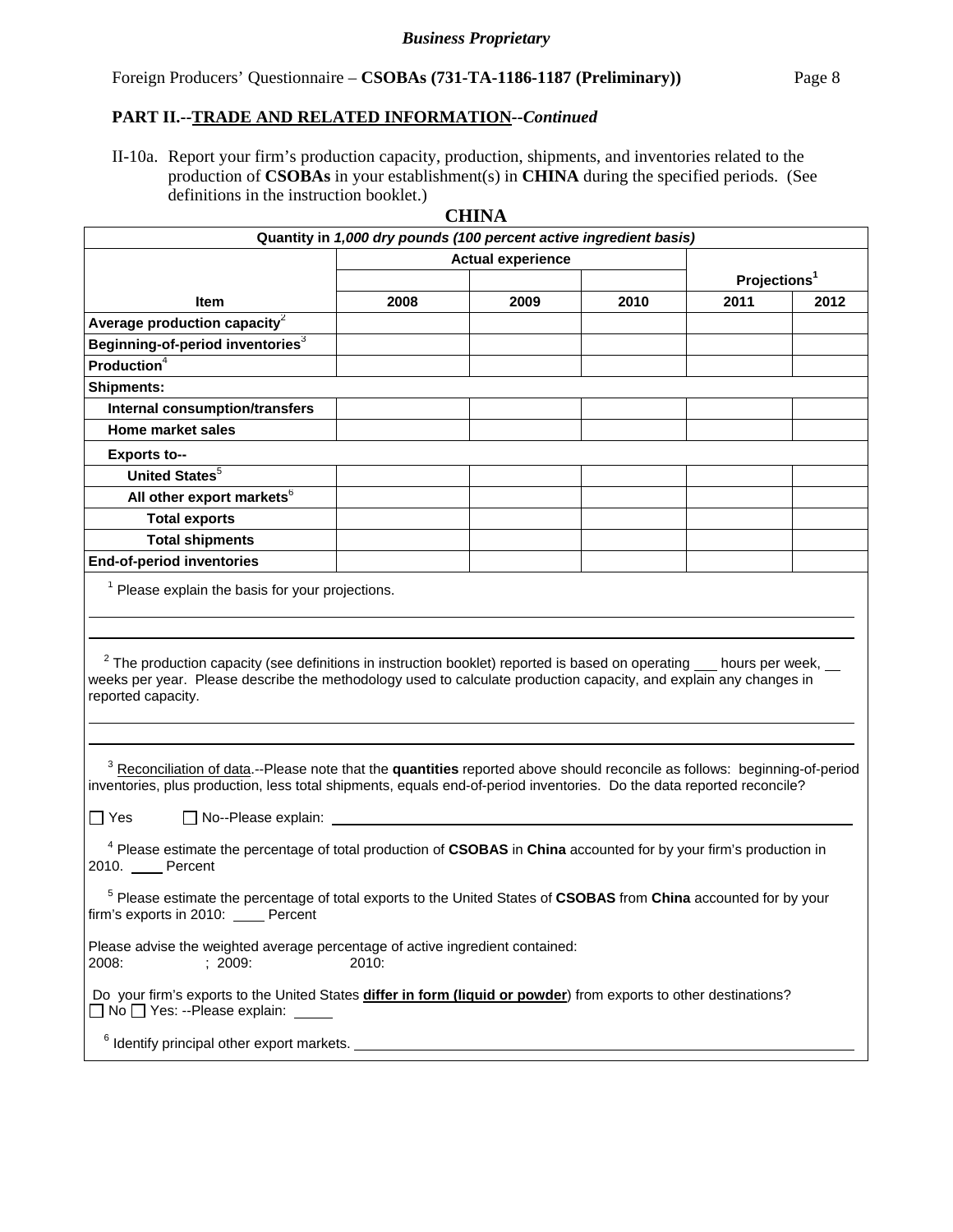*Business Proprietary*

Foreign Producers' Questionnaire – **CSOBAs (731-TA-1186-1187 (Preliminary))**

## PART II.--TRADE AND RELATED INFORMATION--*Continued*

II-10a. Report your firm's production capacity, production, shipments, and inventories related to the production of **CSOBAs** in your establishment(s) in **CHINA** during the specified periods. (See definitions in the instruction booklet.)

**CHINA**

| Quantity in *1,000 dry pounds (100 percent active ingredient basis)* | | | | | |
|---|---|---|---|---|---|
| | Actual experience | | | Projections[1] | |
| **Item** | **2008** | **2009** | **2010** | **2011** | **2012** |
| **Average production capacity**[2] | | | | | |
| **Beginning-of-period inventories**[3] | | | | | |
| **Production**[4] | | | | | |
| **Shipments:** | | | | | |
| **Internal consumption/transfers** | | | | | |
| **Home market sales** | | | | | |
| **Exports to--** | | | | | |
| **United States**[5] | | | | | |
| **All other export markets**[6] | | | | | |
| **Total exports** | | | | | |
| **Total shipments** | | | | | |
| **End-of-period inventories** | | | | | |

[1] Please explain the basis for your projections.

[2] The production capacity (see definitions in instruction booklet) reported is based on operating ___ hours per week, __ weeks per year. Please describe the methodology used to calculate production capacity, and explain any changes in reported capacity.

[3] Reconciliation of data.--Please note that the **quantities** reported above should reconcile as follows: beginning-of-period inventories, plus production, less total shipments, equals end-of-period inventories. Do the data reported reconcile?

☐ Yes ☐ No--Please explain: ______

[4] Please estimate the percentage of total production of **CSOBAS** in **China** accounted for by your firm's production in 2010. ____ Percent

[5] Please estimate the percentage of total exports to the United States of **CSOBAS** from **China** accounted for by your firm's exports in 2010: ____ Percent

Please advise the weighted average percentage of active ingredient contained:
2008: ; 2009: 2010:

Do your firm's exports to the United States **differ in form (liquid or powder)** from exports to other destinations?
☐ No ☐ Yes: --Please explain: _____

[6] Identify principal other export markets. ______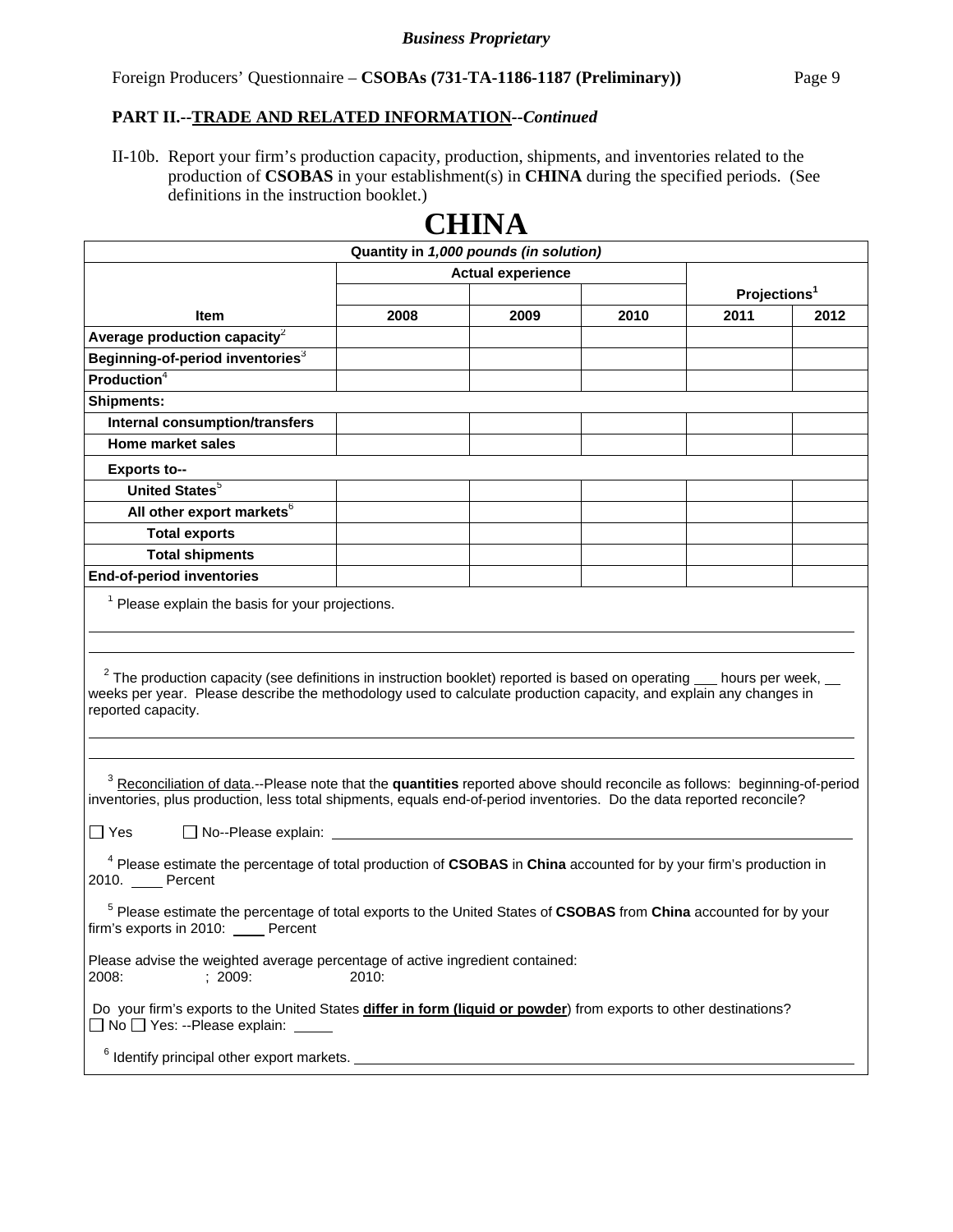**PART II.--TRADE AND RELATED INFORMATION--*Continued***

II-10b. Report your firm's production capacity, production, shipments, and inventories related to the production of **CSOBAS** in your establishment(s) in **CHINA** during the specified periods. (See definitions in the instruction booklet.)

# CHINA

| Quantity in *1,000 pounds (in solution)* | | | | | |
|---|---|---|---|---|---|
| | Actual experience | | | Projections[1] | |
| **Item** | **2008** | **2009** | **2010** | **2011** | **2012** |
| **Average production capacity**[2] | | | | | |
| **Beginning-of-period inventories**[3] | | | | | |
| **Production**[4] | | | | | |
| **Shipments:** | | | | | |
| **Internal consumption/transfers** | | | | | |
| **Home market sales** | | | | | |
| **Exports to--** | | | | | |
| **United States**[5] | | | | | |
| **All other export markets**[6] | | | | | |
| **Total exports** | | | | | |
| **Total shipments** | | | | | |
| **End-of-period inventories** | | | | | |

[1] Please explain the basis for your projections.

______________________________________________________________________

______________________________________________________________________

[2] The production capacity (see definitions in instruction booklet) reported is based on operating ___ hours per week, __ weeks per year. Please describe the methodology used to calculate production capacity, and explain any changes in reported capacity.

______________________________________________________________________

______________________________________________________________________

[3] Reconciliation of data.--Please note that the **quantities** reported above should reconcile as follows: beginning-of-period inventories, plus production, less total shipments, equals end-of-period inventories. Do the data reported reconcile?

☐ Yes ☐ No--Please explain: ____________________

[4] Please estimate the percentage of total production of **CSOBAS** in **China** accounted for by your firm's production in 2010. ____ Percent

[5] Please estimate the percentage of total exports to the United States of **CSOBAS** from **China** accounted for by your firm's exports in 2010: ____ Percent

Please advise the weighted average percentage of active ingredient contained:
2008: ; 2009: 2010:

Do your firm's exports to the United States **differ in form (liquid or powder**) from exports to other destinations?
☐ No ☐ Yes: --Please explain: _____

[6] Identify principal other export markets. ____________________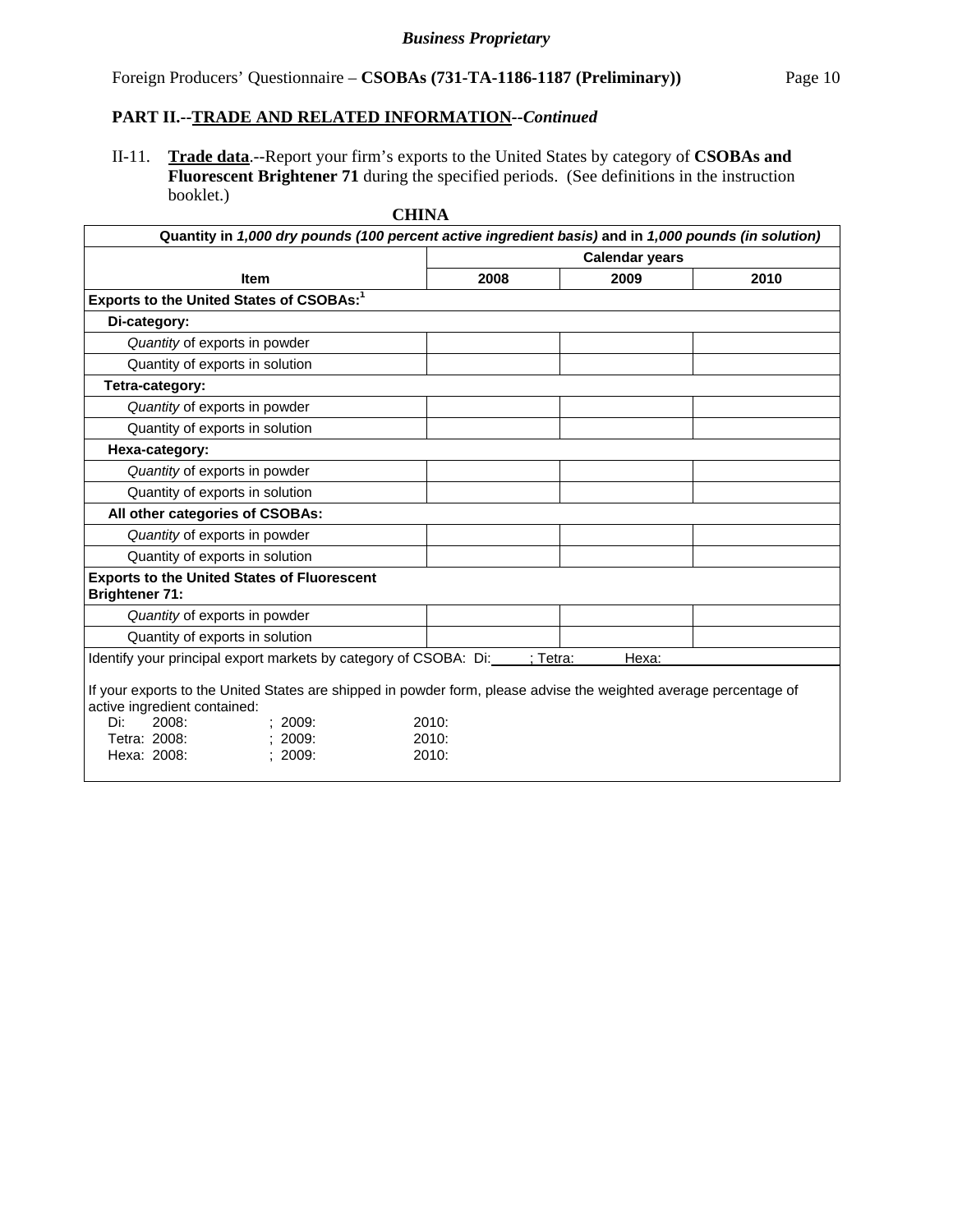*Business Proprietary*

Foreign Producers' Questionnaire – **CSOBAs (731-TA-1186-1187 (Preliminary))**

## PART II.--TRADE AND RELATED INFORMATION--*Continued*

II-11. **Trade data**.--Report your firm's exports to the United States by category of **CSOBAs and Fluorescent Brightener 71** during the specified periods. (See definitions in the instruction booklet.)

**CHINA**

| Quantity in *1,000 dry pounds (100 percent active ingredient basis)* and in *1,000 pounds (in solution)* | | | |
|---|---|---|---|
| | Calendar years | | |
| **Item** | **2008** | **2009** | **2010** |
| **Exports to the United States of CSOBAs:**[1] | | | |
| **Di-category:** | | | |
| *Quantity* of exports in powder | | | |
| Quantity of exports in solution | | | |
| **Tetra-category:** | | | |
| *Quantity* of exports in powder | | | |
| Quantity of exports in solution | | | |
| **Hexa-category:** | | | |
| *Quantity* of exports in powder | | | |
| Quantity of exports in solution | | | |
| **All other categories of CSOBAs:** | | | |
| *Quantity* of exports in powder | | | |
| Quantity of exports in solution | | | |
| **Exports to the United States of Fluorescent Brightener 71:** | | | |
| *Quantity* of exports in powder | | | |
| Quantity of exports in solution | | | |

Identify your principal export markets by category of CSOBA: Di: ____ ; Tetra: ____ Hexa: ____

If your exports to the United States are shipped in powder form, please advise the weighted average percentage of active ingredient contained:

Di: 2008: ; 2009: 2010:
Tetra: 2008: ; 2009: 2010:
Hexa: 2008: ; 2009: 2010: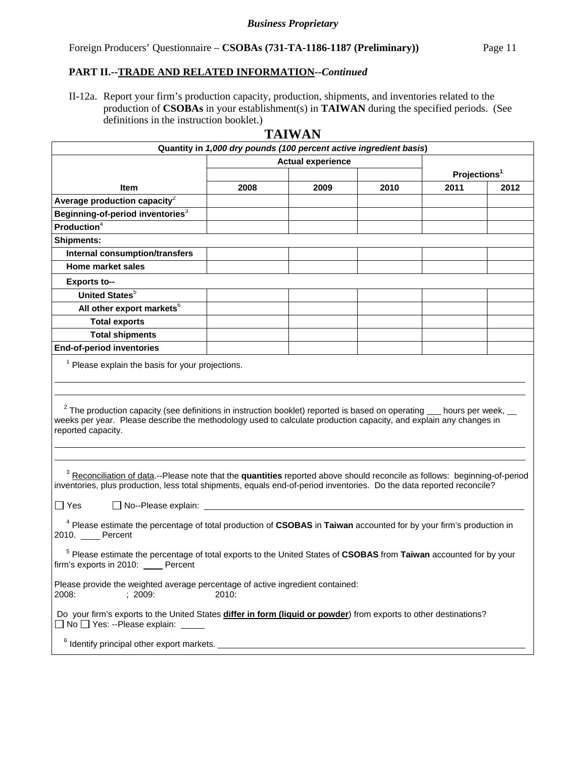**PART II.--TRADE AND RELATED INFORMATION--*Continued***

II-12a. Report your firm's production capacity, production, shipments, and inventories related to the production of **CSOBAs** in your establishment(s) in **TAIWAN** during the specified periods. (See definitions in the instruction booklet.)

# TAIWAN

| Quantity in *1,000 dry pounds (100 percent active ingredient basis*) | | | | | |
|---|---|---|---|---|---|
| | Actual experience | | | Projections[1] | |
| Item | 2008 | 2009 | 2010 | 2011 | 2012 |
| **Average production capacity**[2] | | | | | |
| **Beginning-of-period inventories**[3] | | | | | |
| **Production**[4] | | | | | |
| **Shipments:** | | | | | |
| **Internal consumption/transfers** | | | | | |
| **Home market sales** | | | | | |
| **Exports to--** | | | | | |
| **United States**[5] | | | | | |
| **All other export markets**[6] | | | | | |
| **Total exports** | | | | | |
| **Total shipments** | | | | | |
| **End-of-period inventories** | | | | | |

[1] Please explain the basis for your projections.

[2] The production capacity (see definitions in instruction booklet) reported is based on operating ___ hours per week, __ weeks per year. Please describe the methodology used to calculate production capacity, and explain any changes in reported capacity.

[3] Reconciliation of data.--Please note that the **quantities** reported above should reconcile as follows: beginning-of-period inventories, plus production, less total shipments, equals end-of-period inventories. Do the data reported reconcile?

☐ Yes ☐ No--Please explain: ______

[4] Please estimate the percentage of total production of **CSOBAS** in **Taiwan** accounted for by your firm's production in 2010. ____ Percent

[5] Please estimate the percentage of total exports to the United States of **CSOBAS** from **Taiwan** accounted for by your firm's exports in 2010: ____ Percent

Please provide the weighted average percentage of active ingredient contained:
2008: ; 2009: 2010:

Do your firm's exports to the United States **differ in form (liquid or powder)** from exports to other destinations?
☐ No ☐ Yes: --Please explain: _____

[6] Identify principal other export markets. ______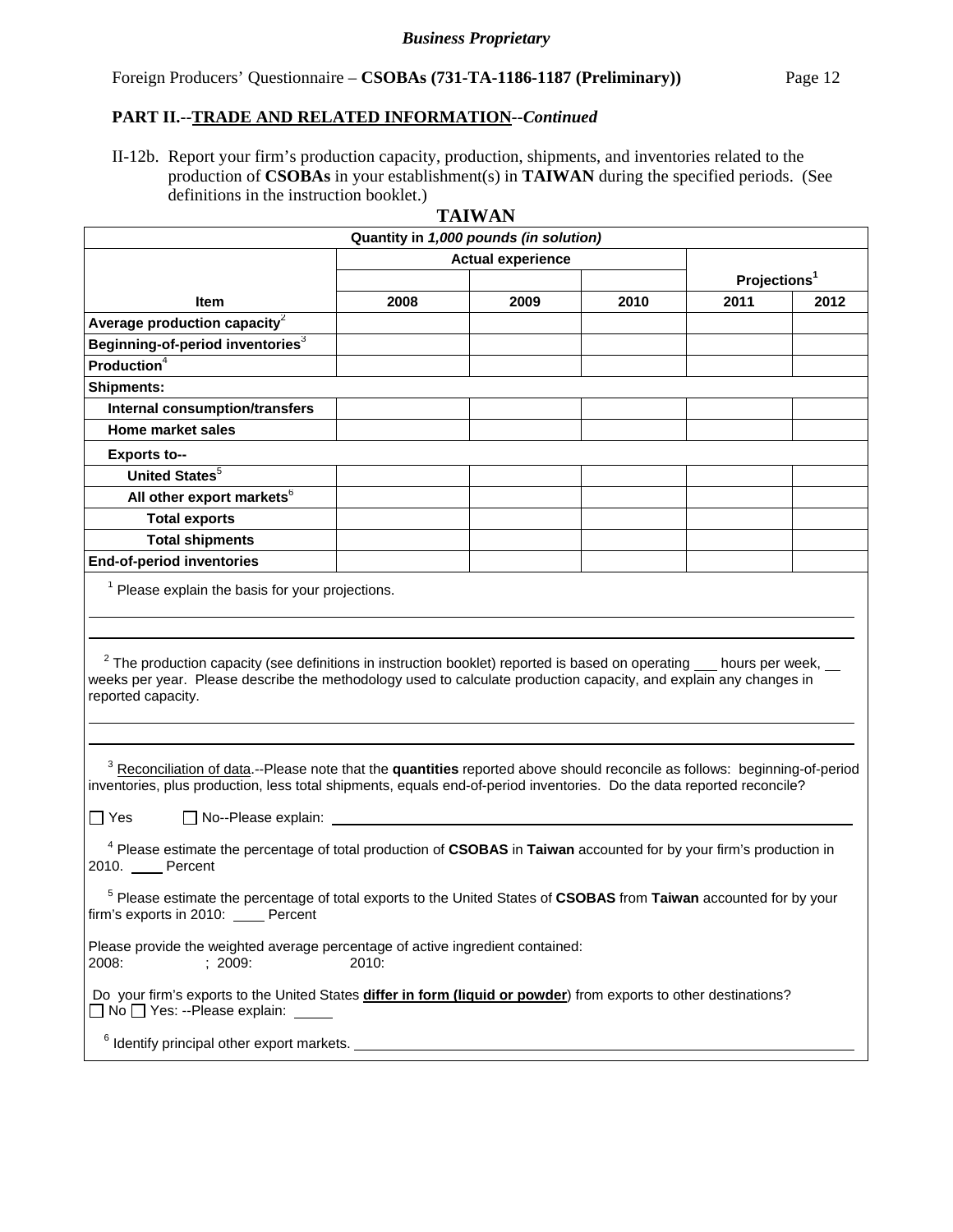*Business Proprietary*

Foreign Producers' Questionnaire – **CSOBAs (731-TA-1186-1187 (Preliminary))**

## PART II.--TRADE AND RELATED INFORMATION--*Continued*

II-12b. Report your firm's production capacity, production, shipments, and inventories related to the production of **CSOBAs** in your establishment(s) in **TAIWAN** during the specified periods. (See definitions in the instruction booklet.)

**TAIWAN**

| Quantity in *1,000 pounds (in solution)* | | | | | |
|---|---|---|---|---|---|
| | Actual experience | | | Projections[1] | |
| **Item** | **2008** | **2009** | **2010** | **2011** | **2012** |
| **Average production capacity**[2] | | | | | |
| **Beginning-of-period inventories**[3] | | | | | |
| **Production**[4] | | | | | |
| **Shipments:** | | | | | |
| **Internal consumption/transfers** | | | | | |
| **Home market sales** | | | | | |
| **Exports to--** | | | | | |
| **United States**[5] | | | | | |
| **All other export markets**[6] | | | | | |
| **Total exports** | | | | | |
| **Total shipments** | | | | | |
| **End-of-period inventories** | | | | | |

[1] Please explain the basis for your projections.

______________________________________________________________________

______________________________________________________________________

[2] The production capacity (see definitions in instruction booklet) reported is based on operating ___ hours per week, __ weeks per year. Please describe the methodology used to calculate production capacity, and explain any changes in reported capacity.

______________________________________________________________________

______________________________________________________________________

[3] Reconciliation of data.--Please note that the **quantities** reported above should reconcile as follows: beginning-of-period inventories, plus production, less total shipments, equals end-of-period inventories. Do the data reported reconcile?

☐ Yes ☐ No--Please explain: ______________________________

[4] Please estimate the percentage of total production of **CSOBAS** in **Taiwan** accounted for by your firm's production in 2010. ____ Percent

[5] Please estimate the percentage of total exports to the United States of **CSOBAS** from **Taiwan** accounted for by your firm's exports in 2010: ____ Percent

Please provide the weighted average percentage of active ingredient contained:
2008: ; 2009: 2010:

Do your firm's exports to the United States **differ in form (liquid or powder)** from exports to other destinations?
☐ No ☐ Yes: --Please explain: _____

[6] Identify principal other export markets. ______________________________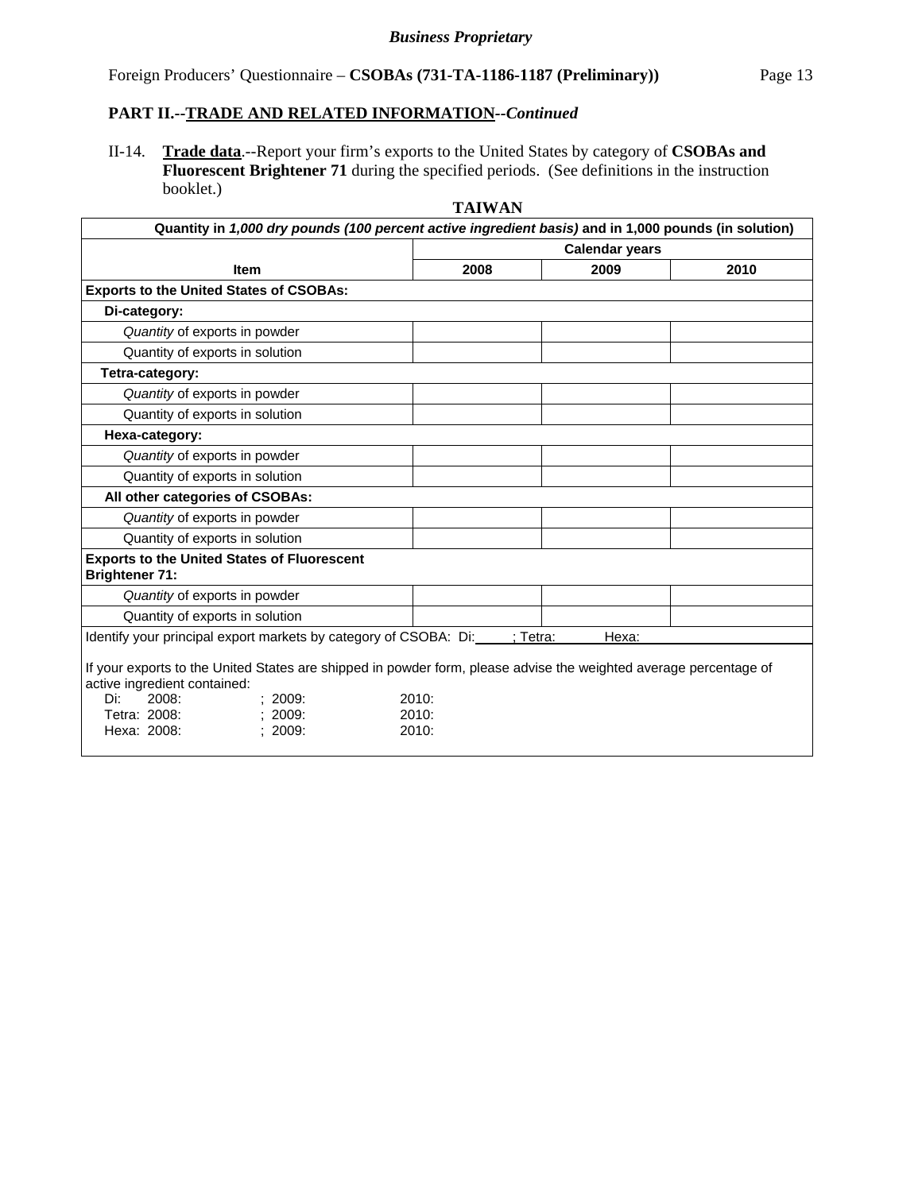**PART II.--TRADE AND RELATED INFORMATION--*Continued***

II-14. **Trade data**.--Report your firm's exports to the United States by category of **CSOBAs and Fluorescent Brightener 71** during the specified periods. (See definitions in the instruction booklet.)

**TAIWAN**

| Quantity in *1,000 dry pounds (100 percent active ingredient basis)* and in 1,000 pounds (in solution) | | | |
|---|---|---|---|
| | Calendar years | | |
| **Item** | **2008** | **2009** | **2010** |
| **Exports to the United States of CSOBAs:** | | | |
| **Di-category:** | | | |
| *Quantity* of exports in powder | | | |
| Quantity of exports in solution | | | |
| **Tetra-category:** | | | |
| *Quantity* of exports in powder | | | |
| Quantity of exports in solution | | | |
| **Hexa-category:** | | | |
| *Quantity* of exports in powder | | | |
| Quantity of exports in solution | | | |
| **All other categories of CSOBAs:** | | | |
| *Quantity* of exports in powder | | | |
| Quantity of exports in solution | | | |
| **Exports to the United States of Fluorescent Brightener 71:** | | | |
| *Quantity* of exports in powder | | | |
| Quantity of exports in solution | | | |

Identify your principal export markets by category of CSOBA: Di:\_\_\_\_ ; Tetra: \_\_\_\_ Hexa: \_\_\_\_

If your exports to the United States are shipped in powder form, please advise the weighted average percentage of active ingredient contained:

Di: 2008: ; 2009: 2010:
Tetra: 2008: ; 2009: 2010:
Hexa: 2008: ; 2009: 2010: